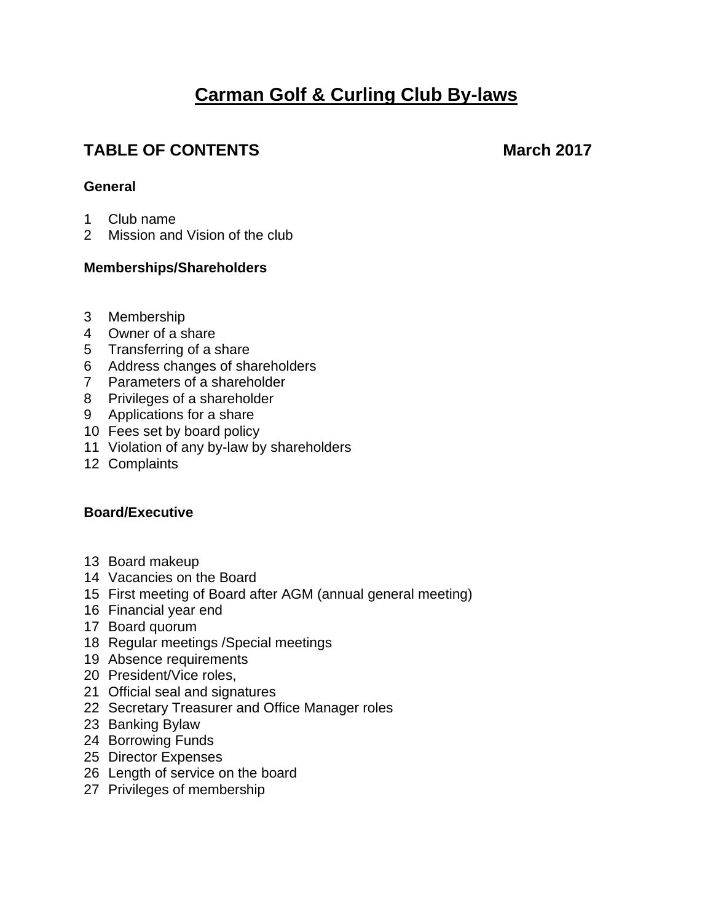# Carman Golf & Curling Club By-laws

## TABLE OF CONTENTS March 2017

### General

1 Club name
2 Mission and Vision of the club

### Memberships/Shareholders

3 Membership
4 Owner of a share
5 Transferring of a share
6 Address changes of shareholders
7 Parameters of a shareholder
8 Privileges of a shareholder
9 Applications for a share
10 Fees set by board policy
11 Violation of any by-law by shareholders
12 Complaints

### Board/Executive

13 Board makeup
14 Vacancies on the Board
15 First meeting of Board after AGM (annual general meeting)
16 Financial year end
17 Board quorum
18 Regular meetings /Special meetings
19 Absence requirements
20 President/Vice roles,
21 Official seal and signatures
22 Secretary Treasurer and Office Manager roles
23 Banking Bylaw
24 Borrowing Funds
25 Director Expenses
26 Length of service on the board
27 Privileges of membership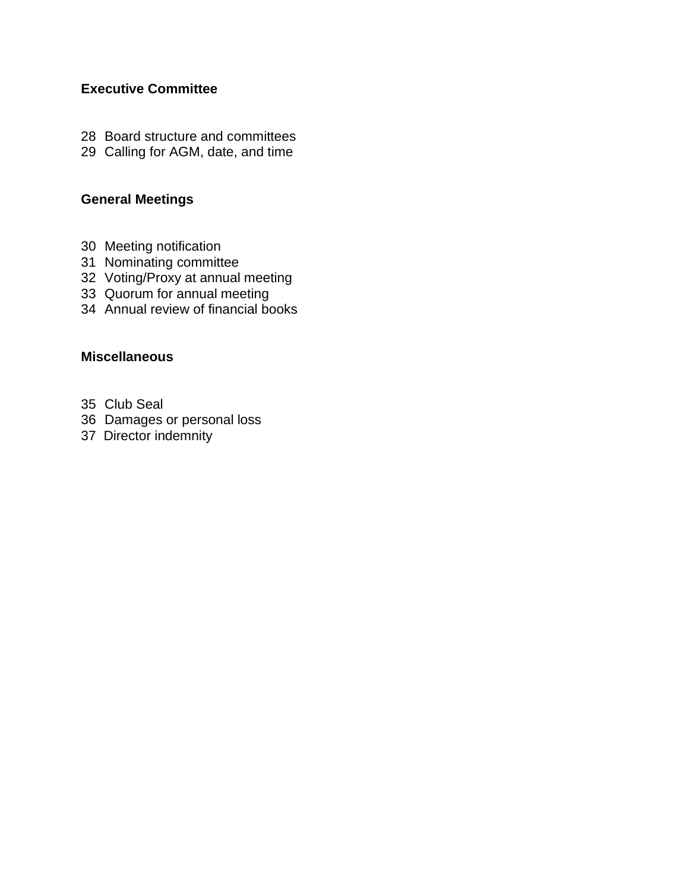**Executive Committee**

28 Board structure and committees
29 Calling for AGM, date, and time

**General Meetings**

30 Meeting notification
31 Nominating committee
32 Voting/Proxy at annual meeting
33 Quorum for annual meeting
34 Annual review of financial books

**Miscellaneous**

35 Club Seal
36 Damages or personal loss
37 Director indemnity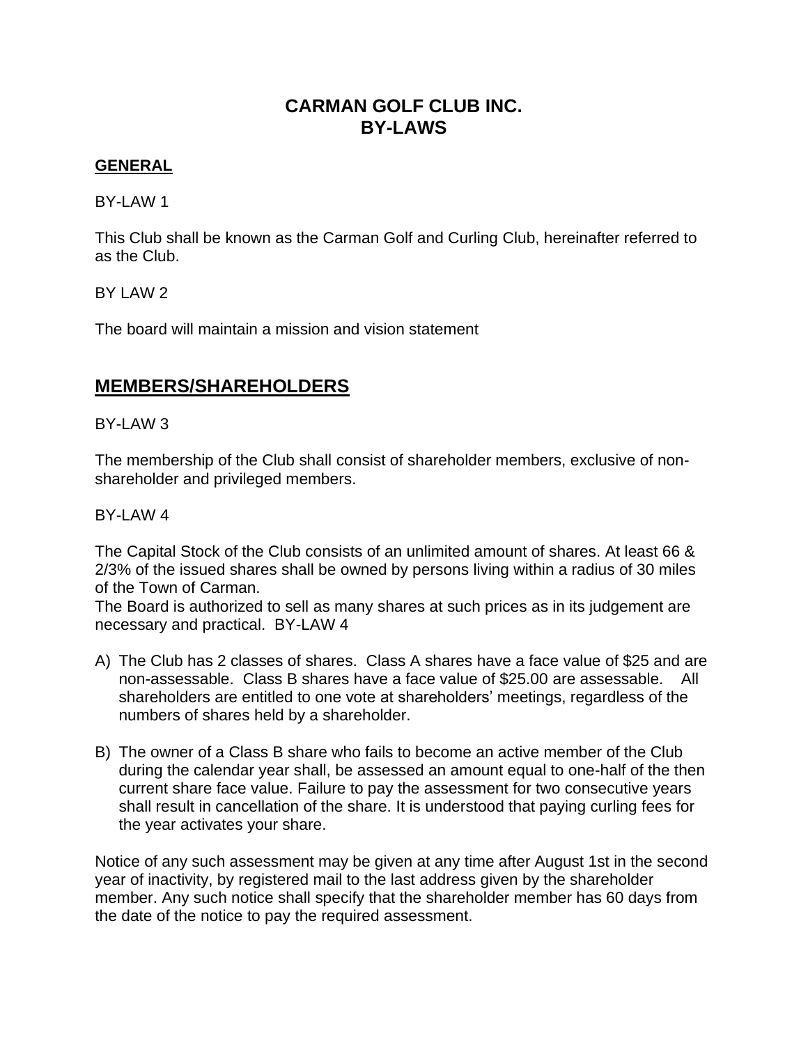# CARMAN GOLF CLUB INC.
# BY-LAWS

**GENERAL**

BY-LAW 1

This Club shall be known as the Carman Golf and Curling Club, hereinafter referred to as the Club.

BY LAW 2

The board will maintain a mission and vision statement

## MEMBERS/SHAREHOLDERS

BY-LAW 3

The membership of the Club shall consist of shareholder members, exclusive of non-shareholder and privileged members.

BY-LAW 4

The Capital Stock of the Club consists of an unlimited amount of shares. At least 66 & 2/3% of the issued shares shall be owned by persons living within a radius of 30 miles of the Town of Carman.
The Board is authorized to sell as many shares at such prices as in its judgement are necessary and practical. BY-LAW 4

A) The Club has 2 classes of shares. Class A shares have a face value of $25 and are non-assessable. Class B shares have a face value of $25.00 are assessable. All shareholders are entitled to one vote at shareholders' meetings, regardless of the numbers of shares held by a shareholder.

B) The owner of a Class B share who fails to become an active member of the Club during the calendar year shall, be assessed an amount equal to one-half of the then current share face value. Failure to pay the assessment for two consecutive years shall result in cancellation of the share. It is understood that paying curling fees for the year activates your share.

Notice of any such assessment may be given at any time after August 1st in the second year of inactivity, by registered mail to the last address given by the shareholder member. Any such notice shall specify that the shareholder member has 60 days from the date of the notice to pay the required assessment.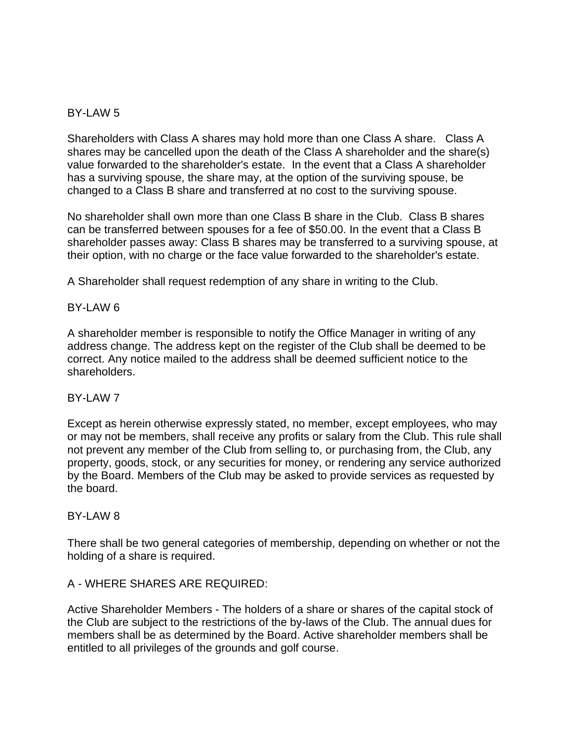BY-LAW 5

Shareholders with Class A shares may hold more than one Class A share. Class A shares may be cancelled upon the death of the Class A shareholder and the share(s) value forwarded to the shareholder's estate. In the event that a Class A shareholder has a surviving spouse, the share may, at the option of the surviving spouse, be changed to a Class B share and transferred at no cost to the surviving spouse.

No shareholder shall own more than one Class B share in the Club. Class B shares can be transferred between spouses for a fee of $50.00. In the event that a Class B shareholder passes away: Class B shares may be transferred to a surviving spouse, at their option, with no charge or the face value forwarded to the shareholder's estate.

A Shareholder shall request redemption of any share in writing to the Club.

BY-LAW 6

A shareholder member is responsible to notify the Office Manager in writing of any address change. The address kept on the register of the Club shall be deemed to be correct. Any notice mailed to the address shall be deemed sufficient notice to the shareholders.

BY-LAW 7

Except as herein otherwise expressly stated, no member, except employees, who may or may not be members, shall receive any profits or salary from the Club. This rule shall not prevent any member of the Club from selling to, or purchasing from, the Club, any property, goods, stock, or any securities for money, or rendering any service authorized by the Board. Members of the Club may be asked to provide services as requested by the board.

BY-LAW 8

There shall be two general categories of membership, depending on whether or not the holding of a share is required.

A - WHERE SHARES ARE REQUIRED:

Active Shareholder Members - The holders of a share or shares of the capital stock of the Club are subject to the restrictions of the by-laws of the Club. The annual dues for members shall be as determined by the Board. Active shareholder members shall be entitled to all privileges of the grounds and golf course.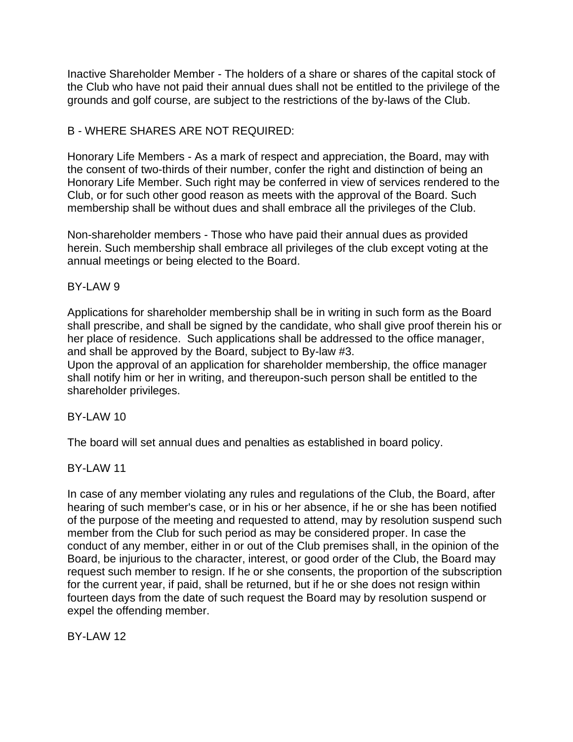Inactive Shareholder Member - The holders of a share or shares of the capital stock of the Club who have not paid their annual dues shall not be entitled to the privilege of the grounds and golf course, are subject to the restrictions of the by-laws of the Club.

B - WHERE SHARES ARE NOT REQUIRED:

Honorary Life Members - As a mark of respect and appreciation, the Board, may with the consent of two-thirds of their number, confer the right and distinction of being an Honorary Life Member. Such right may be conferred in view of services rendered to the Club, or for such other good reason as meets with the approval of the Board. Such membership shall be without dues and shall embrace all the privileges of the Club.

Non-shareholder members - Those who have paid their annual dues as provided herein. Such membership shall embrace all privileges of the club except voting at the annual meetings or being elected to the Board.

BY-LAW 9

Applications for shareholder membership shall be in writing in such form as the Board shall prescribe, and shall be signed by the candidate, who shall give proof therein his or her place of residence. Such applications shall be addressed to the office manager, and shall be approved by the Board, subject to By-law #3.
Upon the approval of an application for shareholder membership, the office manager shall notify him or her in writing, and thereupon-such person shall be entitled to the shareholder privileges.

BY-LAW 10

The board will set annual dues and penalties as established in board policy.

BY-LAW 11

In case of any member violating any rules and regulations of the Club, the Board, after hearing of such member's case, or in his or her absence, if he or she has been notified of the purpose of the meeting and requested to attend, may by resolution suspend such member from the Club for such period as may be considered proper. In case the conduct of any member, either in or out of the Club premises shall, in the opinion of the Board, be injurious to the character, interest, or good order of the Club, the Board may request such member to resign. If he or she consents, the proportion of the subscription for the current year, if paid, shall be returned, but if he or she does not resign within fourteen days from the date of such request the Board may by resolution suspend or expel the offending member.

BY-LAW 12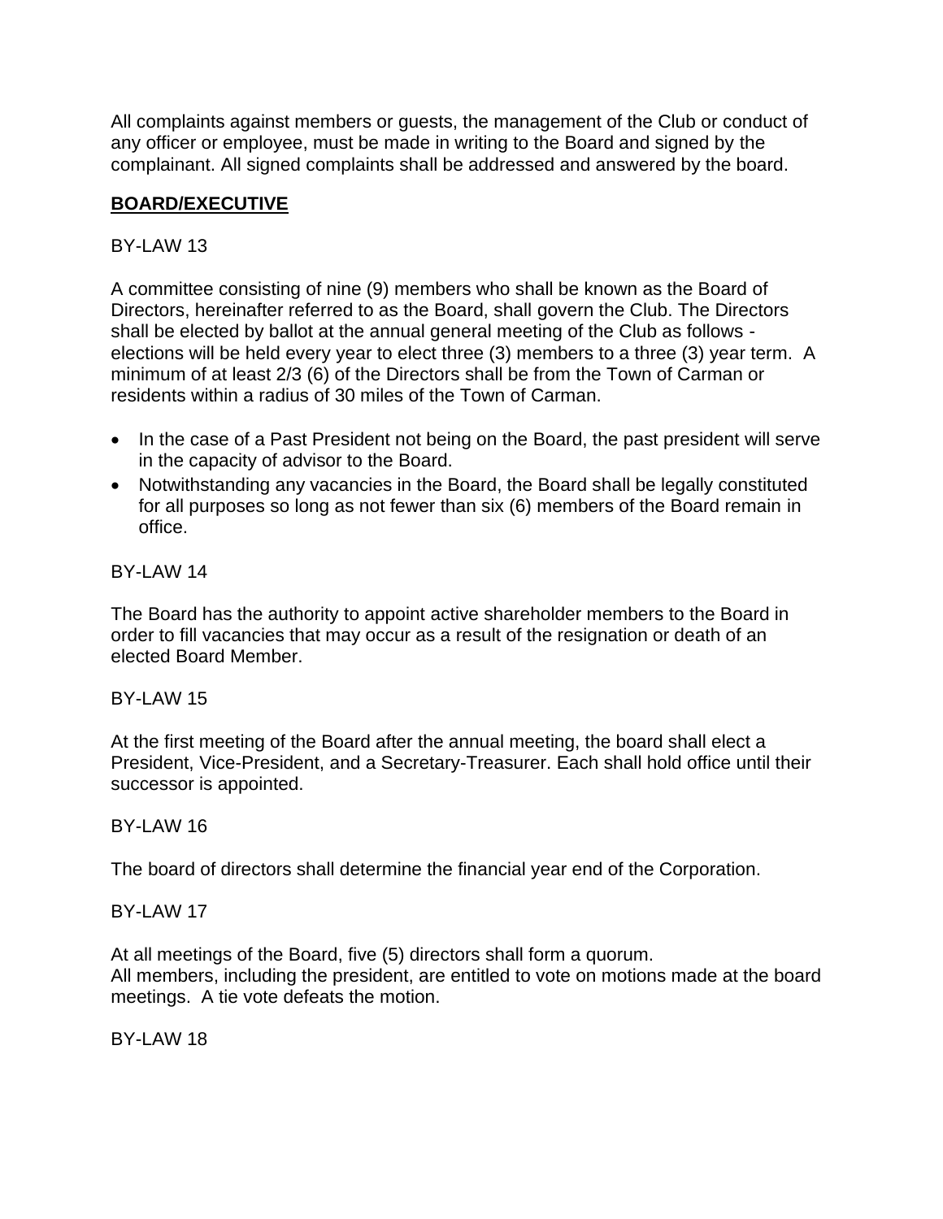All complaints against members or guests, the management of the Club or conduct of any officer or employee, must be made in writing to the Board and signed by the complainant. All signed complaints shall be addressed and answered by the board.

## **BOARD/EXECUTIVE**

BY-LAW 13

A committee consisting of nine (9) members who shall be known as the Board of Directors, hereinafter referred to as the Board, shall govern the Club. The Directors shall be elected by ballot at the annual general meeting of the Club as follows - elections will be held every year to elect three (3) members to a three (3) year term. A minimum of at least 2/3 (6) of the Directors shall be from the Town of Carman or residents within a radius of 30 miles of the Town of Carman.

- In the case of a Past President not being on the Board, the past president will serve in the capacity of advisor to the Board.
- Notwithstanding any vacancies in the Board, the Board shall be legally constituted for all purposes so long as not fewer than six (6) members of the Board remain in office.

BY-LAW 14

The Board has the authority to appoint active shareholder members to the Board in order to fill vacancies that may occur as a result of the resignation or death of an elected Board Member.

BY-LAW 15

At the first meeting of the Board after the annual meeting, the board shall elect a President, Vice-President, and a Secretary-Treasurer. Each shall hold office until their successor is appointed.

BY-LAW 16

The board of directors shall determine the financial year end of the Corporation.

BY-LAW 17

At all meetings of the Board, five (5) directors shall form a quorum.
All members, including the president, are entitled to vote on motions made at the board meetings. A tie vote defeats the motion.

BY-LAW 18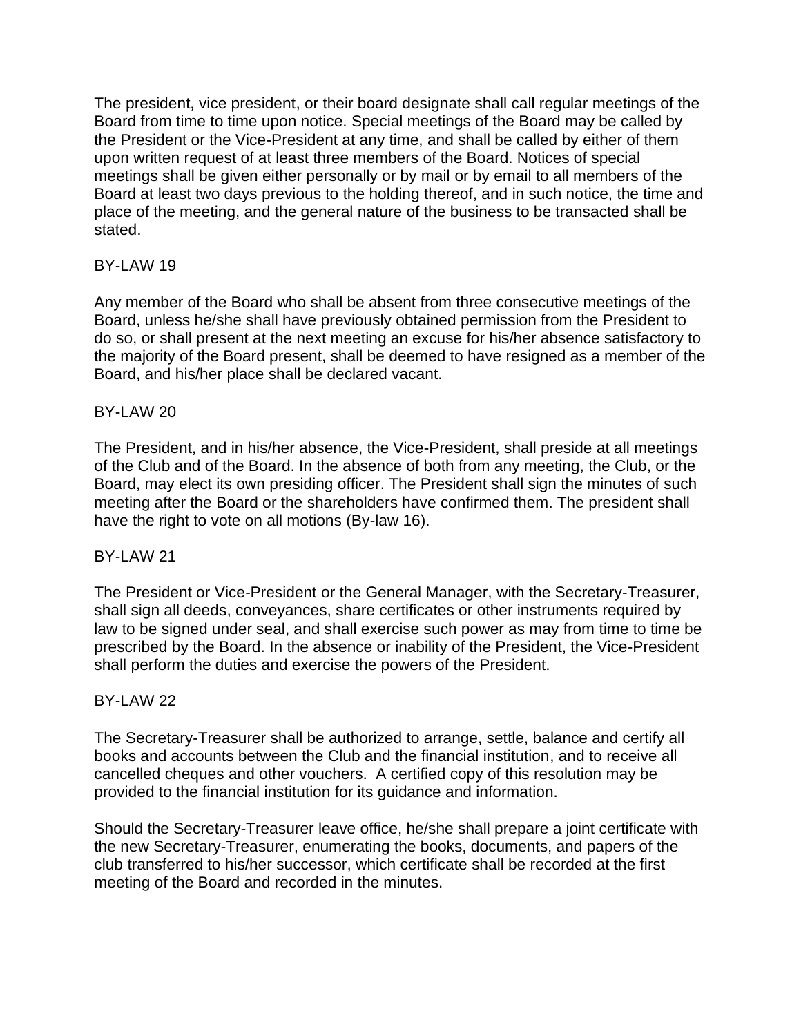The president, vice president, or their board designate shall call regular meetings of the Board from time to time upon notice. Special meetings of the Board may be called by the President or the Vice-President at any time, and shall be called by either of them upon written request of at least three members of the Board. Notices of special meetings shall be given either personally or by mail or by email to all members of the Board at least two days previous to the holding thereof, and in such notice, the time and place of the meeting, and the general nature of the business to be transacted shall be stated.

## BY-LAW 19

Any member of the Board who shall be absent from three consecutive meetings of the Board, unless he/she shall have previously obtained permission from the President to do so, or shall present at the next meeting an excuse for his/her absence satisfactory to the majority of the Board present, shall be deemed to have resigned as a member of the Board, and his/her place shall be declared vacant.

## BY-LAW 20

The President, and in his/her absence, the Vice-President, shall preside at all meetings of the Club and of the Board. In the absence of both from any meeting, the Club, or the Board, may elect its own presiding officer. The President shall sign the minutes of such meeting after the Board or the shareholders have confirmed them. The president shall have the right to vote on all motions (By-law 16).

## BY-LAW 21

The President or Vice-President or the General Manager, with the Secretary-Treasurer, shall sign all deeds, conveyances, share certificates or other instruments required by law to be signed under seal, and shall exercise such power as may from time to time be prescribed by the Board. In the absence or inability of the President, the Vice-President shall perform the duties and exercise the powers of the President.

## BY-LAW 22

The Secretary-Treasurer shall be authorized to arrange, settle, balance and certify all books and accounts between the Club and the financial institution, and to receive all cancelled cheques and other vouchers. A certified copy of this resolution may be provided to the financial institution for its guidance and information.

Should the Secretary-Treasurer leave office, he/she shall prepare a joint certificate with the new Secretary-Treasurer, enumerating the books, documents, and papers of the club transferred to his/her successor, which certificate shall be recorded at the first meeting of the Board and recorded in the minutes.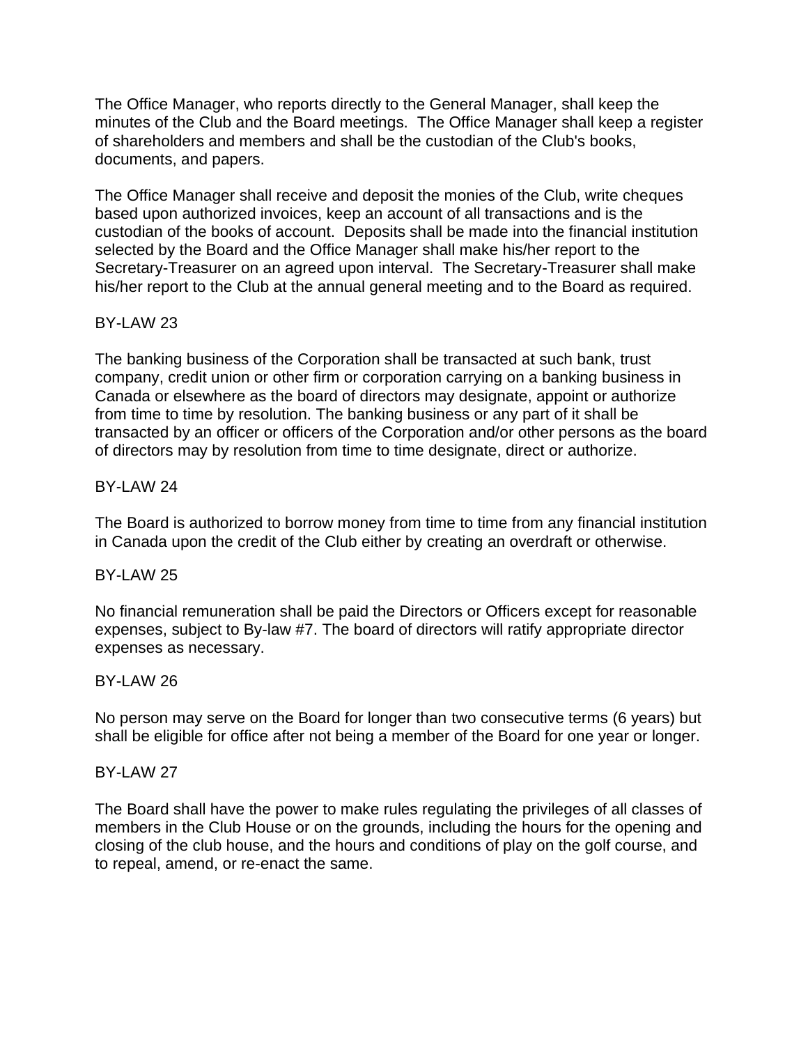The Office Manager, who reports directly to the General Manager, shall keep the minutes of the Club and the Board meetings. The Office Manager shall keep a register of shareholders and members and shall be the custodian of the Club's books, documents, and papers.

The Office Manager shall receive and deposit the monies of the Club, write cheques based upon authorized invoices, keep an account of all transactions and is the custodian of the books of account. Deposits shall be made into the financial institution selected by the Board and the Office Manager shall make his/her report to the Secretary-Treasurer on an agreed upon interval. The Secretary-Treasurer shall make his/her report to the Club at the annual general meeting and to the Board as required.

BY-LAW 23

The banking business of the Corporation shall be transacted at such bank, trust company, credit union or other firm or corporation carrying on a banking business in Canada or elsewhere as the board of directors may designate, appoint or authorize from time to time by resolution. The banking business or any part of it shall be transacted by an officer or officers of the Corporation and/or other persons as the board of directors may by resolution from time to time designate, direct or authorize.

BY-LAW 24

The Board is authorized to borrow money from time to time from any financial institution in Canada upon the credit of the Club either by creating an overdraft or otherwise.

BY-LAW 25

No financial remuneration shall be paid the Directors or Officers except for reasonable expenses, subject to By-law #7. The board of directors will ratify appropriate director expenses as necessary.

BY-LAW 26

No person may serve on the Board for longer than two consecutive terms (6 years) but shall be eligible for office after not being a member of the Board for one year or longer.

BY-LAW 27

The Board shall have the power to make rules regulating the privileges of all classes of members in the Club House or on the grounds, including the hours for the opening and closing of the club house, and the hours and conditions of play on the golf course, and to repeal, amend, or re-enact the same.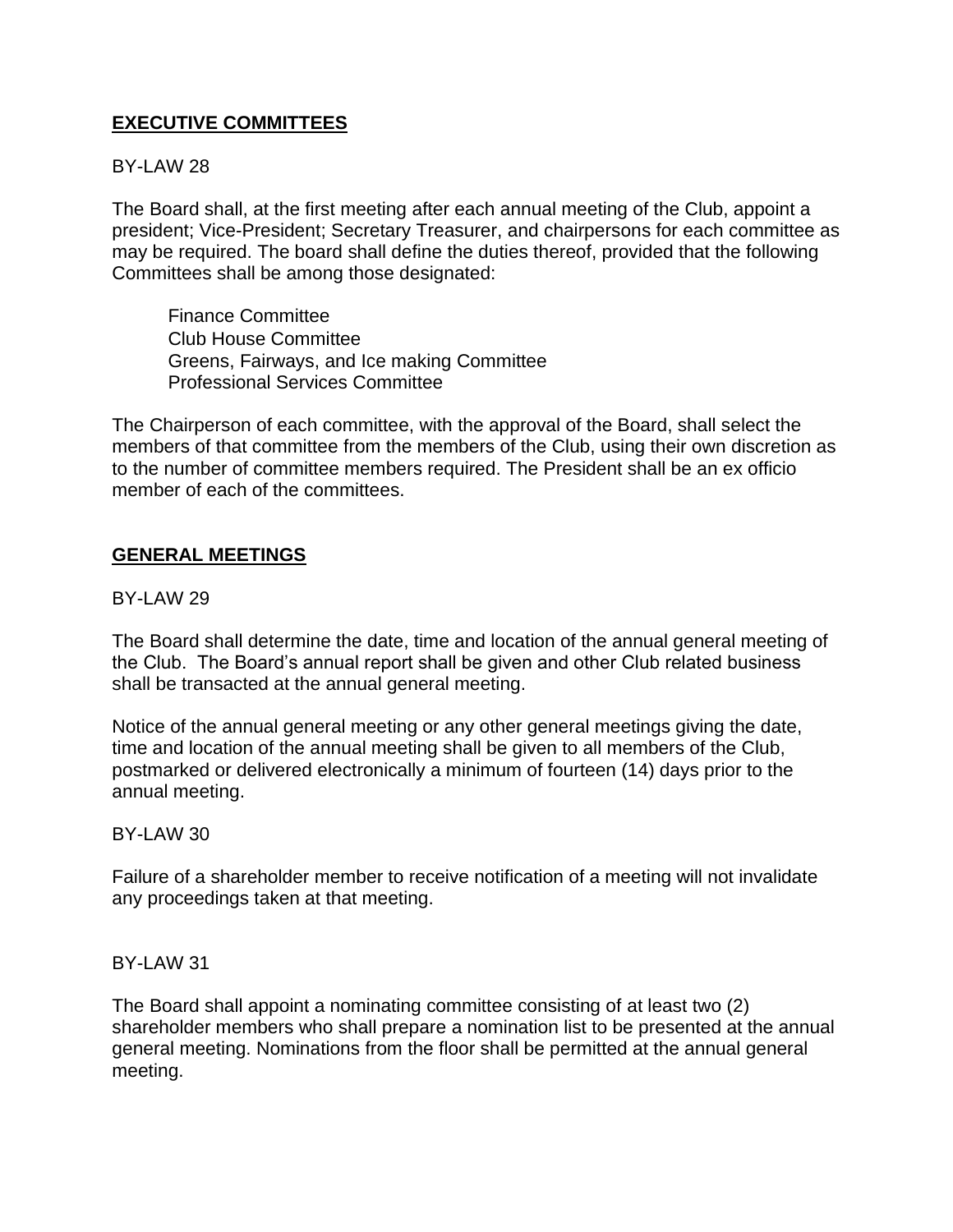## EXECUTIVE COMMITTEES

BY-LAW 28

The Board shall, at the first meeting after each annual meeting of the Club, appoint a president; Vice-President; Secretary Treasurer, and chairpersons for each committee as may be required. The board shall define the duties thereof, provided that the following Committees shall be among those designated:

- Finance Committee
- Club House Committee
- Greens, Fairways, and Ice making Committee
- Professional Services Committee

The Chairperson of each committee, with the approval of the Board, shall select the members of that committee from the members of the Club, using their own discretion as to the number of committee members required. The President shall be an ex officio member of each of the committees.

## GENERAL MEETINGS

BY-LAW 29

The Board shall determine the date, time and location of the annual general meeting of the Club. The Board's annual report shall be given and other Club related business shall be transacted at the annual general meeting.

Notice of the annual general meeting or any other general meetings giving the date, time and location of the annual meeting shall be given to all members of the Club, postmarked or delivered electronically a minimum of fourteen (14) days prior to the annual meeting.

BY-LAW 30

Failure of a shareholder member to receive notification of a meeting will not invalidate any proceedings taken at that meeting.

BY-LAW 31

The Board shall appoint a nominating committee consisting of at least two (2) shareholder members who shall prepare a nomination list to be presented at the annual general meeting. Nominations from the floor shall be permitted at the annual general meeting.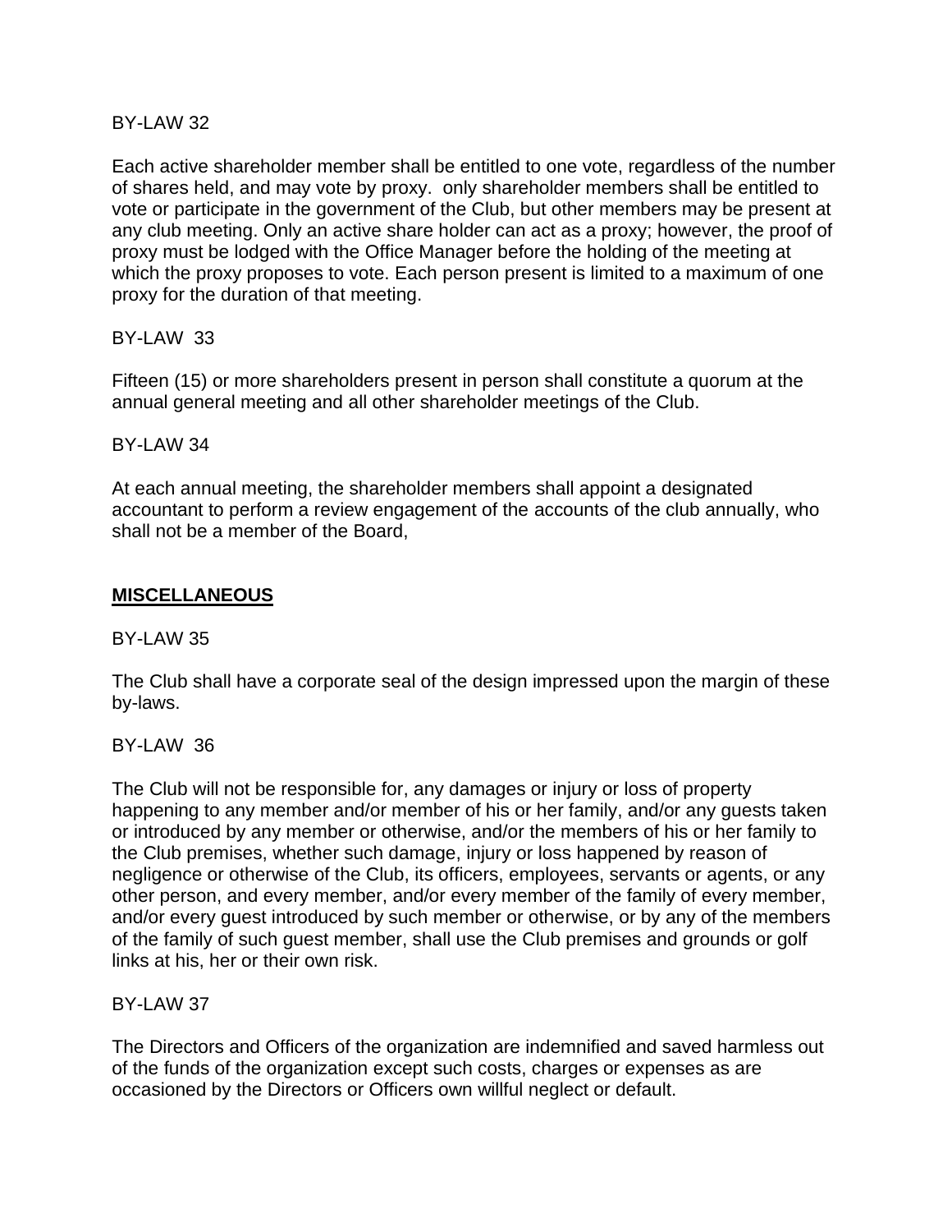BY-LAW 32

Each active shareholder member shall be entitled to one vote, regardless of the number of shares held, and may vote by proxy. only shareholder members shall be entitled to vote or participate in the government of the Club, but other members may be present at any club meeting. Only an active share holder can act as a proxy; however, the proof of proxy must be lodged with the Office Manager before the holding of the meeting at which the proxy proposes to vote. Each person present is limited to a maximum of one proxy for the duration of that meeting.

BY-LAW 33

Fifteen (15) or more shareholders present in person shall constitute a quorum at the annual general meeting and all other shareholder meetings of the Club.

BY-LAW 34

At each annual meeting, the shareholder members shall appoint a designated accountant to perform a review engagement of the accounts of the club annually, who shall not be a member of the Board,

## **MISCELLANEOUS**

BY-LAW 35

The Club shall have a corporate seal of the design impressed upon the margin of these by-laws.

BY-LAW 36

The Club will not be responsible for, any damages or injury or loss of property happening to any member and/or member of his or her family, and/or any guests taken or introduced by any member or otherwise, and/or the members of his or her family to the Club premises, whether such damage, injury or loss happened by reason of negligence or otherwise of the Club, its officers, employees, servants or agents, or any other person, and every member, and/or every member of the family of every member, and/or every guest introduced by such member or otherwise, or by any of the members of the family of such guest member, shall use the Club premises and grounds or golf links at his, her or their own risk.

BY-LAW 37

The Directors and Officers of the organization are indemnified and saved harmless out of the funds of the organization except such costs, charges or expenses as are occasioned by the Directors or Officers own willful neglect or default.